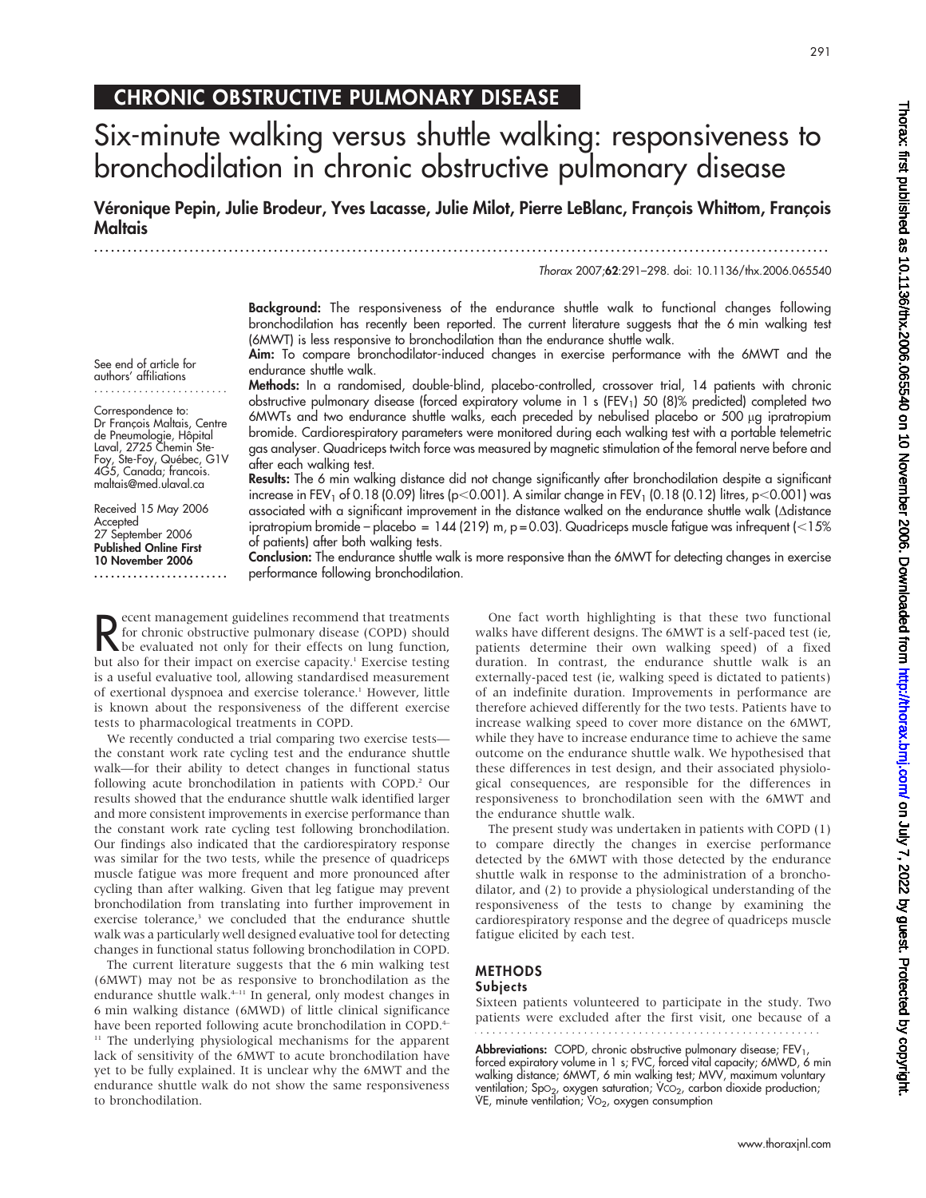# CHRONIC OBSTRUCTIVE PULMONARY DISEASE

# Six-minute walking versus shuttle walking: responsiveness to bronchodilation in chronic obstructive pulmonary disease

**Véronique Pepin, Julie Brodeur, Yves Lacasse, Julie Milot, Pierre LeBlanc, François Whittom, François Maltais**

Thorax 2007;62:291–298. doi: 10.1136/thx.2006.065540

See end of article for authors' affiliations

Correspondence to: Dr François Maltais, Centre de Pneumologie, Hôpital Laval, 2725 Chemin Ste-Foy, Ste-Foy, Québec, G1V 4G5, Canada; francois.maltais@med.ulaval.ca

Received 15 May 2006
Accepted 27 September 2006
**Published Online First 10 November 2006**

**Background:** The responsiveness of the endurance shuttle walk to functional changes following bronchodilation has recently been reported. The current literature suggests that the 6 min walking test (6MWT) is less responsive to bronchodilation than the endurance shuttle walk.

**Aim:** To compare bronchodilator-induced changes in exercise performance with the 6MWT and the endurance shuttle walk.

**Methods:** In a randomised, double-blind, placebo-controlled, crossover trial, 14 patients with chronic obstructive pulmonary disease (forced expiratory volume in 1 s ($FEV_1$) 50 (8)% predicted) completed two 6MWTs and two endurance shuttle walks, each preceded by nebulised placebo or 500 μg ipratropium bromide. Cardiorespiratory parameters were monitored during each walking test with a portable telemetric gas analyser. Quadriceps twitch force was measured by magnetic stimulation of the femoral nerve before and after each walking test.

**Results:** The 6 min walking distance did not change significantly after bronchodilation despite a significant increase in $FEV_1$ of 0.18 (0.09) litres ($p<0.001$). A similar change in $FEV_1$ (0.18 (0.12) litres, $p<0.001$) was associated with a significant improvement in the distance walked on the endurance shuttle walk (Δdistance ipratropium bromide − placebo = 144 (219) m, p = 0.03). Quadriceps muscle fatigue was infrequent (<15% of patients) after both walking tests.

**Conclusion:** The endurance shuttle walk is more responsive than the 6MWT for detecting changes in exercise performance following bronchodilation.

Recent management guidelines recommend that treatments for chronic obstructive pulmonary disease (COPD) should be evaluated not only for their effects on lung function, but also for their impact on exercise capacity.[1] Exercise testing is a useful evaluative tool, allowing standardised measurement of exertional dyspnoea and exercise tolerance.[1] However, little is known about the responsiveness of the different exercise tests to pharmacological treatments in COPD.

We recently conducted a trial comparing two exercise tests—the constant work rate cycling test and the endurance shuttle walk—for their ability to detect changes in functional status following acute bronchodilation in patients with COPD.[2] Our results showed that the endurance shuttle walk identified larger and more consistent improvements in exercise performance than the constant work rate cycling test following bronchodilation. Our findings also indicated that the cardiorespiratory response was similar for the two tests, while the presence of quadriceps muscle fatigue was more frequent and more pronounced after cycling than after walking. Given that leg fatigue may prevent bronchodilation from translating into further improvement in exercise tolerance,[3] we concluded that the endurance shuttle walk was a particularly well designed evaluative tool for detecting changes in functional status following bronchodilation in COPD.

The current literature suggests that the 6 min walking test (6MWT) may not be as responsive to bronchodilation as the endurance shuttle walk.[4–11] In general, only modest changes in 6 min walking distance (6MWD) of little clinical significance have been reported following acute bronchodilation in COPD.[4–11] The underlying physiological mechanisms for the apparent lack of sensitivity of the 6MWT to acute bronchodilation have yet to be fully explained. It is unclear why the 6MWT and the endurance shuttle walk do not show the same responsiveness to bronchodilation.

One fact worth highlighting is that these two functional walks have different designs. The 6MWT is a self-paced test (ie, patients determine their own walking speed) of a fixed duration. In contrast, the endurance shuttle walk is an externally-paced test (ie, walking speed is dictated to patients) of an indefinite duration. Improvements in performance are therefore achieved differently for the two tests. Patients have to increase walking speed to cover more distance on the 6MWT, while they have to increase endurance time to achieve the same outcome on the endurance shuttle walk. We hypothesised that these differences in test design, and their associated physiological consequences, are responsible for the differences in responsiveness to bronchodilation seen with the 6MWT and the endurance shuttle walk.

The present study was undertaken in patients with COPD (1) to compare directly the changes in exercise performance detected by the 6MWT with those detected by the endurance shuttle walk in response to the administration of a bronchodilator, and (2) to provide a physiological understanding of the responsiveness of the tests to change by examining the cardiorespiratory response and the degree of quadriceps muscle fatigue elicited by each test.

## METHODS

### Subjects

Sixteen patients volunteered to participate in the study. Two patients were excluded after the first visit, one because of a

**Abbreviations:** COPD, chronic obstructive pulmonary disease; $FEV_1$, forced expiratory volume in 1 s; FVC, forced vital capacity; 6MWD, 6 min walking distance; 6MWT, 6 min walking test; MVV, maximum voluntary ventilation; $Sp_{O_2}$, oxygen saturation; $\dot{V}CO_2$, carbon dioxide production; $\dot{V}E$, minute ventilation; $\dot{V}O_2$, oxygen consumption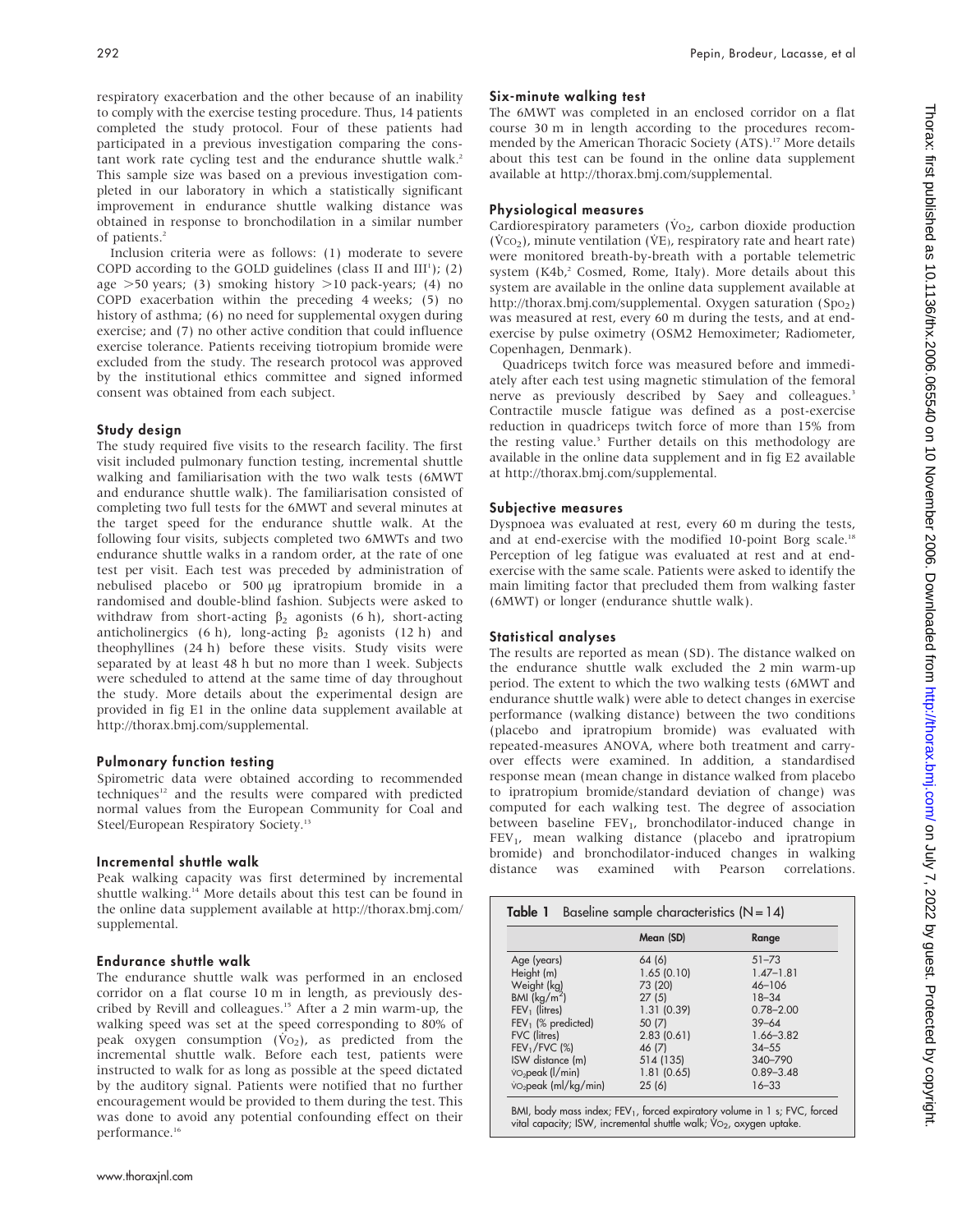respiratory exacerbation and the other because of an inability to comply with the exercise testing procedure. Thus, 14 patients completed the study protocol. Four of these patients had participated in a previous investigation comparing the constant work rate cycling test and the endurance shuttle walk.[2] This sample size was based on a previous investigation completed in our laboratory in which a statistically significant improvement in endurance shuttle walking distance was obtained in response to bronchodilation in a similar number of patients.[2]

Inclusion criteria were as follows: (1) moderate to severe COPD according to the GOLD guidelines (class II and III[1]); (2) age >50 years; (3) smoking history >10 pack-years; (4) no COPD exacerbation within the preceding 4 weeks; (5) no history of asthma; (6) no need for supplemental oxygen during exercise; and (7) no other active condition that could influence exercise tolerance. Patients receiving tiotropium bromide were excluded from the study. The research protocol was approved by the institutional ethics committee and signed informed consent was obtained from each subject.

## Study design

The study required five visits to the research facility. The first visit included pulmonary function testing, incremental shuttle walking and familiarisation with the two walk tests (6MWT and endurance shuttle walk). The familiarisation consisted of completing two full tests for the 6MWT and several minutes at the target speed for the endurance shuttle walk. At the following four visits, subjects completed two 6MWTs and two endurance shuttle walks in a random order, at the rate of one test per visit. Each test was preceded by administration of nebulised placebo or 500 μg ipratropium bromide in a randomised and double-blind fashion. Subjects were asked to withdraw from short-acting $\beta_2$ agonists (6 h), short-acting anticholinergics (6 h), long-acting $\beta_2$ agonists (12 h) and theophyllines (24 h) before these visits. Study visits were separated by at least 48 h but no more than 1 week. Subjects were scheduled to attend at the same time of day throughout the study. More details about the experimental design are provided in fig E1 in the online data supplement available at http://thorax.bmj.com/supplemental.

## Pulmonary function testing

Spirometric data were obtained according to recommended techniques[12] and the results were compared with predicted normal values from the European Community for Coal and Steel/European Respiratory Society.[13]

## Incremental shuttle walk

Peak walking capacity was first determined by incremental shuttle walking.[14] More details about this test can be found in the online data supplement available at http://thorax.bmj.com/supplemental.

## Endurance shuttle walk

The endurance shuttle walk was performed in an enclosed corridor on a flat course 10 m in length, as previously described by Revill and colleagues.[15] After a 2 min warm-up, the walking speed was set at the speed corresponding to 80% of peak oxygen consumption ($\dot{V}O_2$), as predicted from the incremental shuttle walk. Before each test, patients were instructed to walk for as long as possible at the speed dictated by the auditory signal. Patients were notified that no further encouragement would be provided to them during the test. This was done to avoid any potential confounding effect on their performance.[16]

## Six-minute walking test

The 6MWT was completed in an enclosed corridor on a flat course 30 m in length according to the procedures recommended by the American Thoracic Society (ATS).[17] More details about this test can be found in the online data supplement available at http://thorax.bmj.com/supplemental.

## Physiological measures

Cardiorespiratory parameters ($\dot{V}O_2$, carbon dioxide production ($\dot{V}CO_2$), minute ventilation ($\dot{V}E$), respiratory rate and heart rate) were monitored breath-by-breath with a portable telemetric system (K4b,[2] Cosmed, Rome, Italy). More details about this system are available in the online data supplement available at http://thorax.bmj.com/supplemental. Oxygen saturation ($SpO_2$) was measured at rest, every 60 m during the tests, and at end-exercise by pulse oximetry (OSM2 Hemoximeter; Radiometer, Copenhagen, Denmark).

Quadriceps twitch force was measured before and immediately after each test using magnetic stimulation of the femoral nerve as previously described by Saey and colleagues.[3] Contractile muscle fatigue was defined as a post-exercise reduction in quadriceps twitch force of more than 15% from the resting value.[3] Further details on this methodology are available in the online data supplement and in fig E2 available at http://thorax.bmj.com/supplemental.

## Subjective measures

Dyspnoea was evaluated at rest, every 60 m during the tests, and at end-exercise with the modified 10-point Borg scale.[18] Perception of leg fatigue was evaluated at rest and at end-exercise with the same scale. Patients were asked to identify the main limiting factor that precluded them from walking faster (6MWT) or longer (endurance shuttle walk).

## Statistical analyses

The results are reported as mean (SD). The distance walked on the endurance shuttle walk excluded the 2 min warm-up period. The extent to which the two walking tests (6MWT and endurance shuttle walk) were able to detect changes in exercise performance (walking distance) between the two conditions (placebo and ipratropium bromide) was evaluated with repeated-measures ANOVA, where both treatment and carry-over effects were examined. In addition, a standardised response mean (mean change in distance walked from placebo to ipratropium bromide/standard deviation of change) was computed for each walking test. The degree of association between baseline $FEV_1$, bronchodilator-induced change in $FEV_1$, mean walking distance (placebo and ipratropium bromide) and bronchodilator-induced changes in walking distance was examined with Pearson correlations.

**Table 1** Baseline sample characteristics (N = 14)

| | Mean (SD) | Range |
|---|---|---|
| Age (years) | 64 (6) | 51–73 |
| Height (m) | 1.65 (0.10) | 1.47–1.81 |
| Weight (kg) | 73 (20) | 46–106 |
| BMI (kg/m$^2$) | 27 (5) | 18–34 |
| $FEV_1$ (litres) | 1.31 (0.39) | 0.78–2.00 |
| $FEV_1$ (% predicted) | 50 (7) | 39–64 |
| FVC (litres) | 2.83 (0.61) | 1.66–3.82 |
| $FEV_1$/FVC (%) | 46 (7) | 34–55 |
| ISW distance (m) | 514 (135) | 340–790 |
| $\dot{V}O_2$peak (l/min) | 1.81 (0.65) | 0.89–3.48 |
| $\dot{V}O_2$peak (ml/kg/min) | 25 (6) | 16–33 |

BMI, body mass index; $FEV_1$, forced expiratory volume in 1 s; FVC, forced vital capacity; ISW, incremental shuttle walk; $\dot{V}O_2$, oxygen uptake.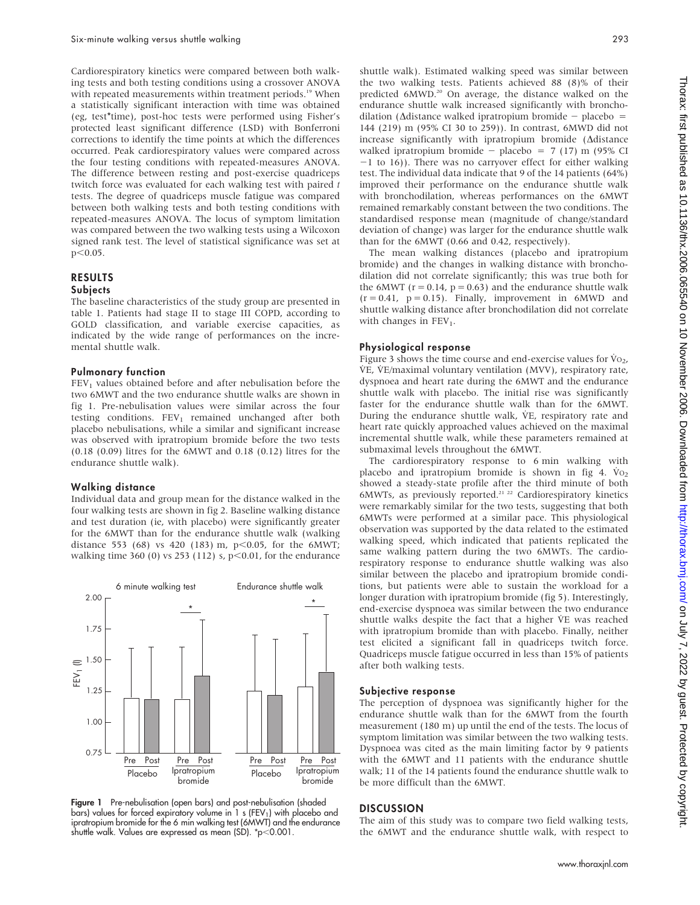Cardiorespiratory kinetics were compared between both walking tests and both testing conditions using a crossover ANOVA with repeated measurements within treatment periods.[19] When a statistically significant interaction with time was obtained (eg, test*time), post-hoc tests were performed using Fisher's protected least significant difference (LSD) with Bonferroni corrections to identify the time points at which the differences occurred. Peak cardiorespiratory values were compared across the four testing conditions with repeated-measures ANOVA. The difference between resting and post-exercise quadriceps twitch force was evaluated for each walking test with paired *t* tests. The degree of quadriceps muscle fatigue was compared between both walking tests and both testing conditions with repeated-measures ANOVA. The locus of symptom limitation was compared between the two walking tests using a Wilcoxon signed rank test. The level of statistical significance was set at $p<0.05$.

## RESULTS

### Subjects

The baseline characteristics of the study group are presented in table 1. Patients had stage II to stage III COPD, according to GOLD classification, and variable exercise capacities, as indicated by the wide range of performances on the incremental shuttle walk.

### Pulmonary function

$FEV_1$ values obtained before and after nebulisation before the two 6MWT and the two endurance shuttle walks are shown in fig 1. Pre-nebulisation values were similar across the four testing conditions. $FEV_1$ remained unchanged after both placebo nebulisations, while a similar and significant increase was observed with ipratropium bromide before the two tests (0.18 (0.09) litres for the 6MWT and 0.18 (0.12) litres for the endurance shuttle walk).

### Walking distance

Individual data and group mean for the distance walked in the four walking tests are shown in fig 2. Baseline walking distance and test duration (ie, with placebo) were significantly greater for the 6MWT than for the endurance shuttle walk (walking distance 553 (68) vs 420 (183) m, $p<0.05$, for the 6MWT; walking time 360 (0) vs 253 (112) s, $p<0.01$, for the endurance shuttle walk). Estimated walking speed was similar between the two walking tests. Patients achieved 88 (8)% of their predicted 6MWD.[20] On average, the distance walked on the endurance shuttle walk increased significantly with bronchodilation (Δdistance walked ipratropium bromide − placebo = 144 (219) m (95% CI 30 to 259)). In contrast, 6MWD did not increase significantly with ipratropium bromide (Δdistance walked ipratropium bromide − placebo = 7 (17) m (95% CI −1 to 16)). There was no carryover effect for either walking test. The individual data indicate that 9 of the 14 patients (64%) improved their performance on the endurance shuttle walk with bronchodilation, whereas performances on the 6MWT remained remarkably constant between the two conditions. The standardised response mean (magnitude of change/standard deviation of change) was larger for the endurance shuttle walk than for the 6MWT (0.66 and 0.42, respectively).

Figure 1 Pre-nebulisation (open bars) and post-nebulisation (shaded bars) values for forced expiratory volume in 1 s ($FEV_1$) with placebo and ipratropium bromide for the 6 min walking test (6MWT) and the endurance shuttle walk. Values are expressed as mean (SD). *$p<0.001$.

The mean walking distances (placebo and ipratropium bromide) and the changes in walking distance with bronchodilation did not correlate significantly; this was true both for the 6MWT ($r=0.14$, $p=0.63$) and the endurance shuttle walk ($r=0.41$, $p=0.15$). Finally, improvement in 6MWD and shuttle walking distance after bronchodilation did not correlate with changes in $FEV_1$.

### Physiological response

Figure 3 shows the time course and end-exercise values for $\dot{V}O_2$, $\dot{V}E$, $\dot{V}E$/maximal voluntary ventilation (MVV), respiratory rate, dyspnoea and heart rate during the 6MWT and the endurance shuttle walk with placebo. The initial rise was significantly faster for the endurance shuttle walk than for the 6MWT. During the endurance shuttle walk, $\dot{V}E$, respiratory rate and heart rate quickly approached values achieved on the maximal incremental shuttle walk, while these parameters remained at submaximal levels throughout the 6MWT.

The cardiorespiratory response to 6 min walking with placebo and ipratropium bromide is shown in fig 4. $\dot{V}O_2$ showed a steady-state profile after the third minute of both 6MWTs, as previously reported.[21,22] Cardiorespiratory kinetics were remarkably similar for the two tests, suggesting that both 6MWTs were performed at a similar pace. This physiological observation was supported by the data related to the estimated walking speed, which indicated that patients replicated the same walking pattern during the two 6MWTs. The cardiorespiratory response to endurance shuttle walking was also similar between the placebo and ipratropium bromide conditions, but patients were able to sustain the workload for a longer duration with ipratropium bromide (fig 5). Interestingly, end-exercise dyspnoea was similar between the two endurance shuttle walks despite the fact that a higher $\dot{V}E$ was reached with ipratropium bromide than with placebo. Finally, neither test elicited a significant fall in quadriceps twitch force. Quadriceps muscle fatigue occurred in less than 15% of patients after both walking tests.

### Subjective response

The perception of dyspnoea was significantly higher for the endurance shuttle walk than for the 6MWT from the fourth measurement (180 m) up until the end of the tests. The locus of symptom limitation was similar between the two walking tests. Dyspnoea was cited as the main limiting factor by 9 patients with the 6MWT and 11 patients with the endurance shuttle walk; 11 of the 14 patients found the endurance shuttle walk to be more difficult than the 6MWT.

## DISCUSSION

The aim of this study was to compare two field walking tests, the 6MWT and the endurance shuttle walk, with respect to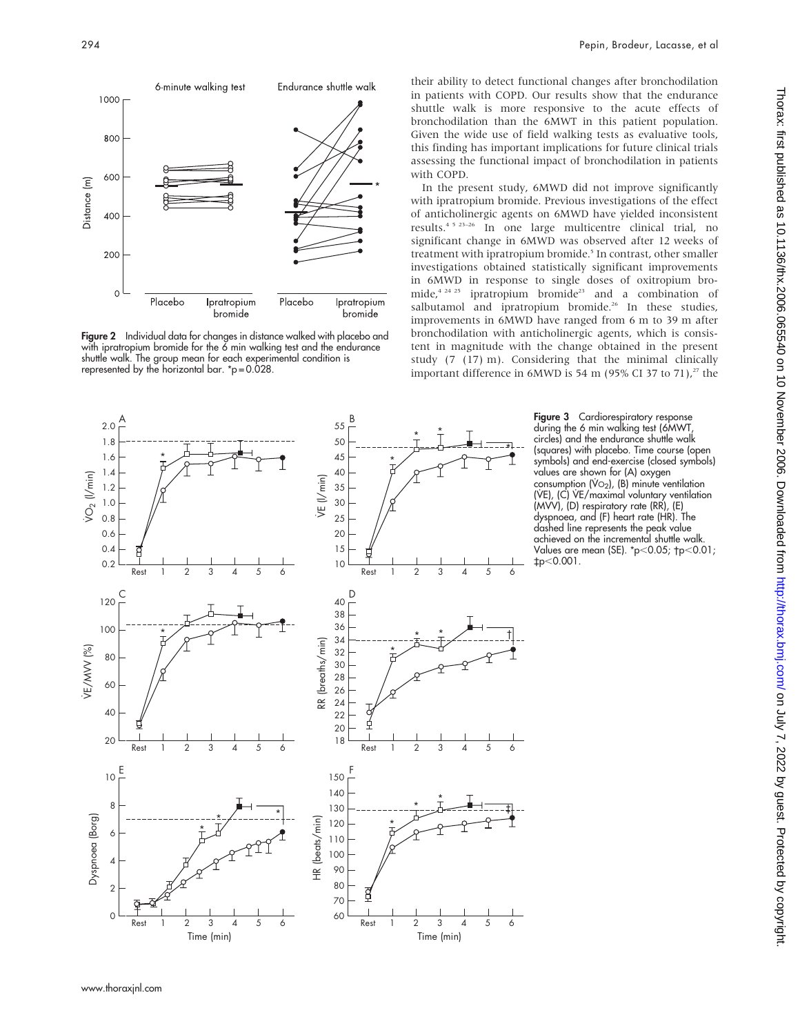Figure 2 Individual data for changes in distance walked with placebo and with ipratropium bromide for the 6 min walking test and the endurance shuttle walk. The group mean for each experimental condition is represented by the horizontal bar. *p = 0.028.

their ability to detect functional changes after bronchodilation in patients with COPD. Our results show that the endurance shuttle walk is more responsive to the acute effects of bronchodilation than the 6MWT in this patient population. Given the wide use of field walking tests as evaluative tools, this finding has important implications for future clinical trials assessing the functional impact of bronchodilation in patients with COPD.

In the present study, 6MWD did not improve significantly with ipratropium bromide. Previous investigations of the effect of anticholinergic agents on 6MWD have yielded inconsistent results.[4 5 23–26] In one large multicentre clinical trial, no significant change in 6MWD was observed after 12 weeks of treatment with ipratropium bromide.[5] In contrast, other smaller investigations obtained statistically significant improvements in 6MWD in response to single doses of oxitropium bromide,[4 24 25] ipratropium bromide[23] and a combination of salbutamol and ipratropium bromide.[26] In these studies, improvements in 6MWD have ranged from 6 m to 39 m after bronchodilation with anticholinergic agents, which is consistent in magnitude with the change obtained in the present study (7 (17) m). Considering that the minimal clinically important difference in 6MWD is 54 m (95% CI 37 to 71),[27] the

Figure 3 Cardiorespiratory response during the 6 min walking test (6MWT, circles) and the endurance shuttle walk (squares) with placebo. Time course (open symbols) and end-exercise (closed symbols) values are shown for (A) oxygen consumption ($\dot{V}O_2$), (B) minute ventilation ($\dot{V}E$), (C) $\dot{V}E$/maximal voluntary ventilation (MVV), (D) respiratory rate (RR), (E) dyspnoea, and (F) heart rate (HR). The dashed line represents the peak value achieved on the incremental shuttle walk. Values are mean (SE). *p<0.05; †p<0.01; ‡p<0.001.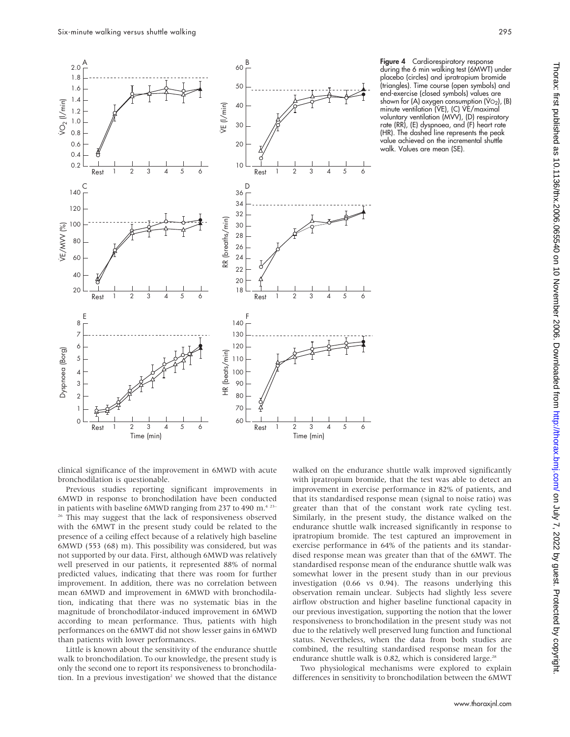**Figure 4** Cardiorespiratory response during the 6 min walking test (6MWT) under placebo (circles) and ipratropium bromide (triangles). Time course (open symbols) and end-exercise (closed symbols) values are shown for (A) oxygen consumption ($\dot{V}O_2$), (B) minute ventilation ($\dot{V}E$), (C) $\dot{V}E$/maximal voluntary ventilation (MVV), (D) respiratory rate (RR), (E) dyspnoea, and (F) heart rate (HR). The dashed line represents the peak value achieved on the incremental shuttle walk. Values are mean (SE).

clinical significance of the improvement in 6MWD with acute bronchodilation is questionable.

Previous studies reporting significant improvements in 6MWD in response to bronchodilation have been conducted in patients with baseline 6MWD ranging from 237 to 490 m.[4 23–26] This may suggest that the lack of responsiveness observed with the 6MWT in the present study could be related to the presence of a ceiling effect because of a relatively high baseline 6MWD (553 (68) m). This possibility was considered, but was not supported by our data. First, although 6MWD was relatively well preserved in our patients, it represented 88% of normal predicted values, indicating that there was room for further improvement. In addition, there was no correlation between mean 6MWD and improvement in 6MWD with bronchodilation, indicating that there was no systematic bias in the magnitude of bronchodilator-induced improvement in 6MWD according to mean performance. Thus, patients with high performances on the 6MWT did not show lesser gains in 6MWD than patients with lower performances.

Little is known about the sensitivity of the endurance shuttle walk to bronchodilation. To our knowledge, the present study is only the second one to report its responsiveness to bronchodilation. In a previous investigation[2] we showed that the distance walked on the endurance shuttle walk improved significantly with ipratropium bromide, that the test was able to detect an improvement in exercise performance in 82% of patients, and that its standardised response mean (signal to noise ratio) was greater than that of the constant work rate cycling test. Similarly, in the present study, the distance walked on the endurance shuttle walk increased significantly in response to ipratropium bromide. The test captured an improvement in exercise performance in 64% of the patients and its standardised response mean was greater than that of the 6MWT. The standardised response mean of the endurance shuttle walk was somewhat lower in the present study than in our previous investigation (0.66 vs 0.94). The reasons underlying this observation remain unclear. Subjects had slightly less severe airflow obstruction and higher baseline functional capacity in our previous investigation, supporting the notion that the lower responsiveness to bronchodilation in the present study was not due to the relatively well preserved lung function and functional status. Nevertheless, when the data from both studies are combined, the resulting standardised response mean for the endurance shuttle walk is 0.82, which is considered large.[28]

Two physiological mechanisms were explored to explain differences in sensitivity to bronchodilation between the 6MWT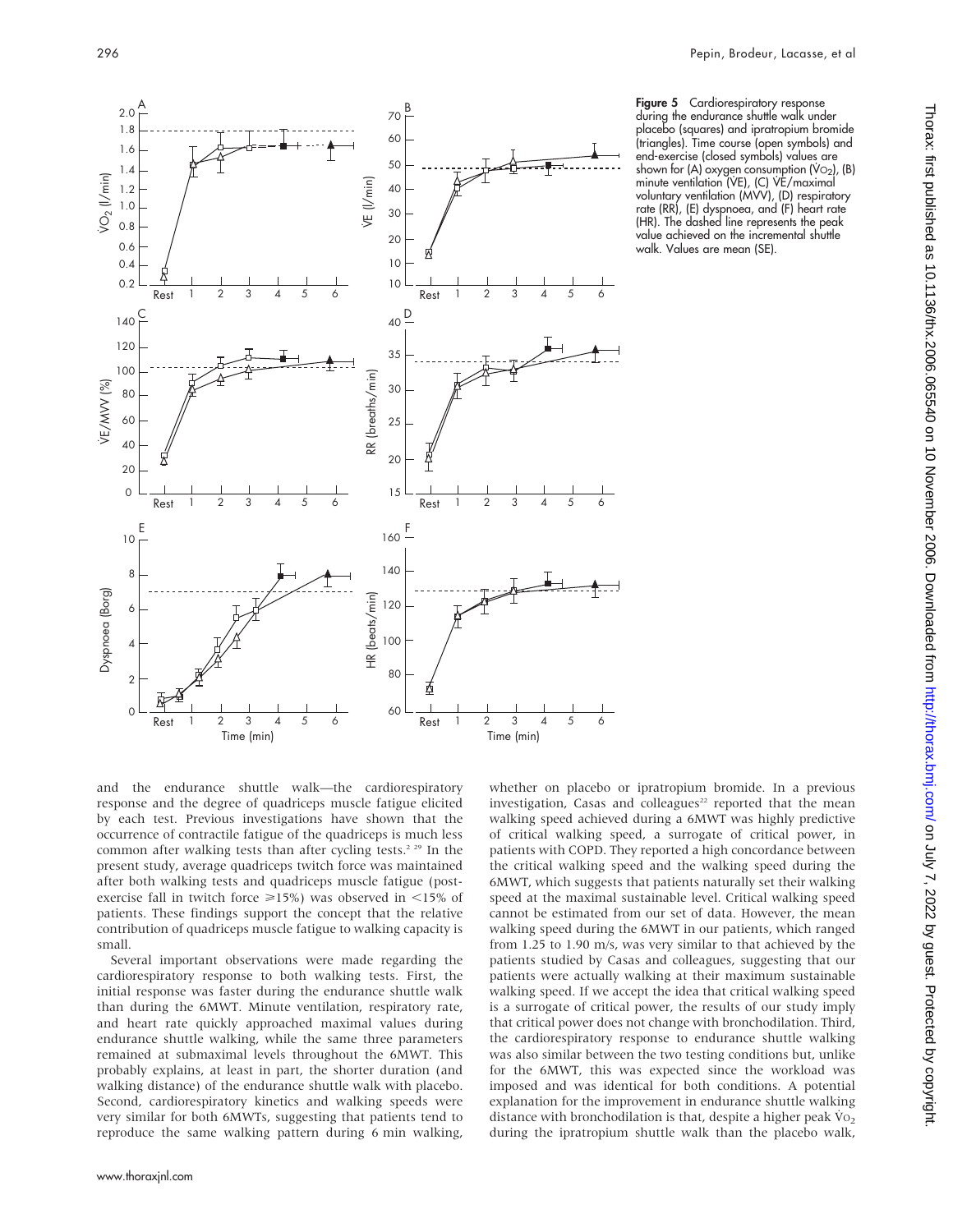**Figure 5** Cardiorespiratory response during the endurance shuttle walk under placebo (squares) and ipratropium bromide (triangles). Time course (open symbols) and end-exercise (closed symbols) values are shown for (A) oxygen consumption ($\dot{V}O_2$), (B) minute ventilation (VE), (C) $\dot{V}E$/maximal voluntary ventilation (MVV), (D) respiratory rate (RR), (E) dyspnoea, and (F) heart rate (HR). The dashed line represents the peak value achieved on the incremental shuttle walk. Values are mean (SE).

and the endurance shuttle walk—the cardiorespiratory response and the degree of quadriceps muscle fatigue elicited by each test. Previous investigations have shown that the occurrence of contractile fatigue of the quadriceps is much less common after walking tests than after cycling tests.[2 29] In the present study, average quadriceps twitch force was maintained after both walking tests and quadriceps muscle fatigue (post-exercise fall in twitch force ⩾15%) was observed in <15% of patients. These findings support the concept that the relative contribution of quadriceps muscle fatigue to walking capacity is small.

Several important observations were made regarding the cardiorespiratory response to both walking tests. First, the initial response was faster during the endurance shuttle walk than during the 6MWT. Minute ventilation, respiratory rate, and heart rate quickly approached maximal values during endurance shuttle walking, while the same three parameters remained at submaximal levels throughout the 6MWT. This probably explains, at least in part, the shorter duration (and walking distance) of the endurance shuttle walk with placebo. Second, cardiorespiratory kinetics and walking speeds were very similar for both 6MWTs, suggesting that patients tend to reproduce the same walking pattern during 6 min walking, whether on placebo or ipratropium bromide. In a previous investigation, Casas and colleagues[22] reported that the mean walking speed achieved during a 6MWT was highly predictive of critical walking speed, a surrogate of critical power, in patients with COPD. They reported a high concordance between the critical walking speed and the walking speed during the 6MWT, which suggests that patients naturally set their walking speed at the maximal sustainable level. Critical walking speed cannot be estimated from our set of data. However, the mean walking speed during the 6MWT in our patients, which ranged from 1.25 to 1.90 m/s, was very similar to that achieved by the patients studied by Casas and colleagues, suggesting that our patients were actually walking at their maximum sustainable walking speed. If we accept the idea that critical walking speed is a surrogate of critical power, the results of our study imply that critical power does not change with bronchodilation. Third, the cardiorespiratory response to endurance shuttle walking was also similar between the two testing conditions but, unlike for the 6MWT, this was expected since the workload was imposed and was identical for both conditions. A potential explanation for the improvement in endurance shuttle walking distance with bronchodilation is that, despite a higher peak $\dot{V}O_2$ during the ipratropium shuttle walk than the placebo walk,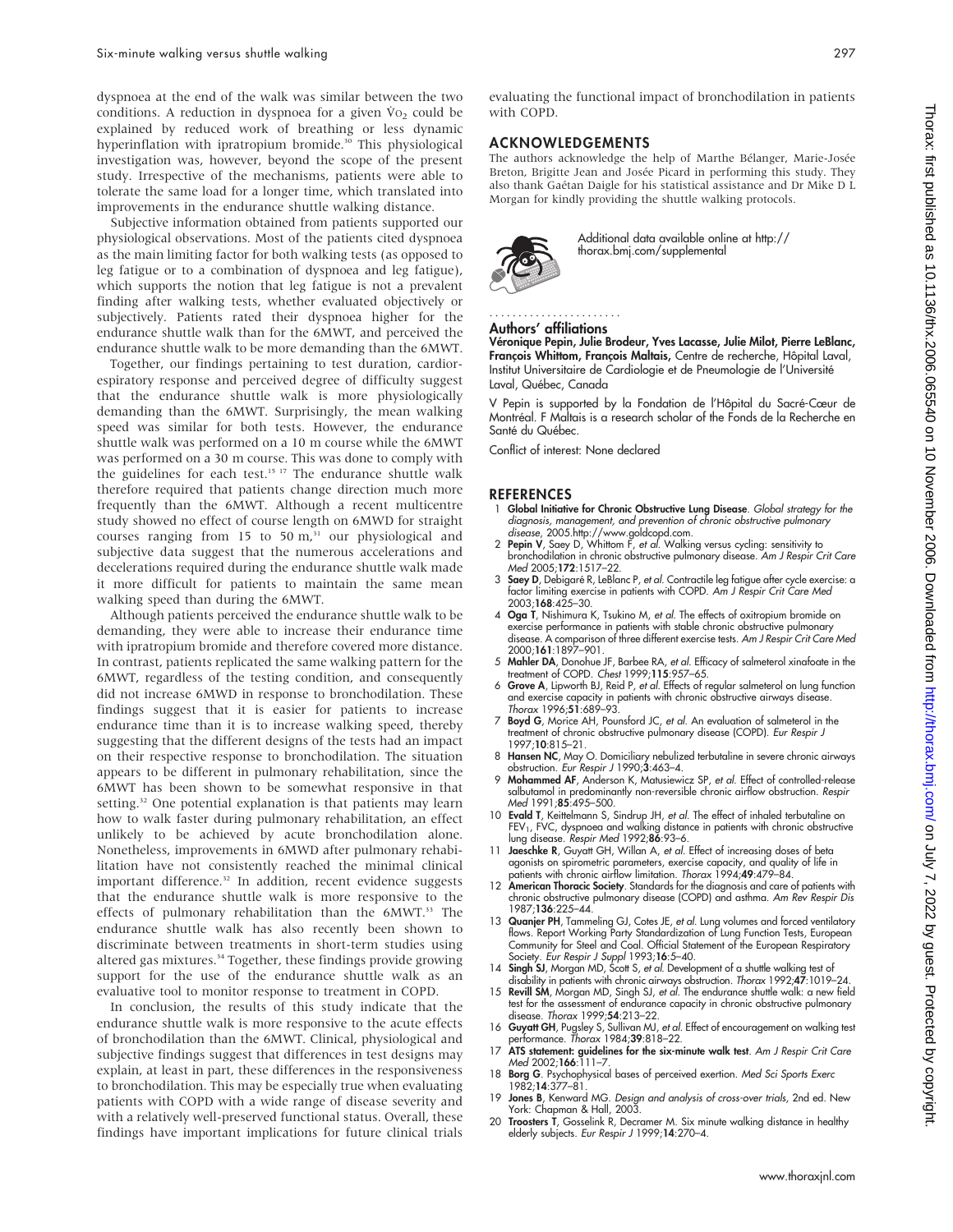dyspnoea at the end of the walk was similar between the two conditions. A reduction in dyspnoea for a given $\dot{V}O_2$ could be explained by reduced work of breathing or less dynamic hyperinflation with ipratropium bromide.[30] This physiological investigation was, however, beyond the scope of the present study. Irrespective of the mechanisms, patients were able to tolerate the same load for a longer time, which translated into improvements in the endurance shuttle walking distance.

Subjective information obtained from patients supported our physiological observations. Most of the patients cited dyspnoea as the main limiting factor for both walking tests (as opposed to leg fatigue or to a combination of dyspnoea and leg fatigue), which supports the notion that leg fatigue is not a prevalent finding after walking tests, whether evaluated objectively or subjectively. Patients rated their dyspnoea higher for the endurance shuttle walk than for the 6MWT, and perceived the endurance shuttle walk to be more demanding than the 6MWT.

Together, our findings pertaining to test duration, cardiorespiratory response and perceived degree of difficulty suggest that the endurance shuttle walk is more physiologically demanding than the 6MWT. Surprisingly, the mean walking speed was similar for both tests. However, the endurance shuttle walk was performed on a 10 m course while the 6MWT was performed on a 30 m course. This was done to comply with the guidelines for each test.[15 17] The endurance shuttle walk therefore required that patients change direction much more frequently than the 6MWT. Although a recent multicentre study showed no effect of course length on 6MWD for straight courses ranging from 15 to 50 m,[31] our physiological and subjective data suggest that the numerous accelerations and decelerations required during the endurance shuttle walk made it more difficult for patients to maintain the same mean walking speed than during the 6MWT.

Although patients perceived the endurance shuttle walk to be demanding, they were able to increase their endurance time with ipratropium bromide and therefore covered more distance. In contrast, patients replicated the same walking pattern for the 6MWT, regardless of the testing condition, and consequently did not increase 6MWD in response to bronchodilation. These findings suggest that it is easier for patients to increase endurance time than it is to increase walking speed, thereby suggesting that the different designs of the tests had an impact on their respective response to bronchodilation. The situation appears to be different in pulmonary rehabilitation, since the 6MWT has been shown to be somewhat responsive in that setting.[32] One potential explanation is that patients may learn how to walk faster during pulmonary rehabilitation, an effect unlikely to be achieved by acute bronchodilation alone. Nonetheless, improvements in 6MWD after pulmonary rehabilitation have not consistently reached the minimal clinical important difference.[32] In addition, recent evidence suggests that the endurance shuttle walk is more responsive to the effects of pulmonary rehabilitation than the 6MWT.[33] The endurance shuttle walk has also recently been shown to discriminate between treatments in short-term studies using altered gas mixtures.[34] Together, these findings provide growing support for the use of the endurance shuttle walk as an evaluative tool to monitor response to treatment in COPD.

In conclusion, the results of this study indicate that the endurance shuttle walk is more responsive to the acute effects of bronchodilation than the 6MWT. Clinical, physiological and subjective findings suggest that differences in test designs may explain, at least in part, these differences in the responsiveness to bronchodilation. This may be especially true when evaluating patients with COPD with a wide range of disease severity and with a relatively well-preserved functional status. Overall, these findings have important implications for future clinical trials evaluating the functional impact of bronchodilation in patients with COPD.

## ACKNOWLEDGEMENTS

The authors acknowledge the help of Marthe Bélanger, Marie-Josée Breton, Brigitte Jean and Josée Picard in performing this study. They also thank Gaétan Daigle for his statistical assistance and Dr Mike D L Morgan for kindly providing the shuttle walking protocols.

Additional data available online at http://thorax.bmj.com/supplemental

### Authors' affiliations

**Véronique Pepin, Julie Brodeur, Yves Lacasse, Julie Milot, Pierre LeBlanc, François Whittom, François Maltais,** Centre de recherche, Hôpital Laval, Institut Universitaire de Cardiologie et de Pneumologie de l'Université Laval, Québec, Canada

V Pepin is supported by la Fondation de l'Hôpital du Sacré-Cœur de Montréal. F Maltais is a research scholar of the Fonds de la Recherche en Santé du Québec.

Conflict of interest: None declared

## REFERENCES

1. **Global Initiative for Chronic Obstructive Lung Disease**. *Global strategy for the diagnosis, management, and prevention of chronic obstructive pulmonary disease*, 2005.http://www.goldcopd.com.
2. **Pepin V**, Saey D, Whittom F, *et al*. Walking versus cycling: sensitivity to bronchodilation in chronic obstructive pulmonary disease. *Am J Respir Crit Care Med* 2005;**172**:1517–22.
3. **Saey D**, Debigaré R, LeBlanc P, *et al*. Contractile leg fatigue after cycle exercise: a factor limiting exercise in patients with COPD. *Am J Respir Crit Care Med* 2003;**168**:425–30.
4. **Oga T**, Nishimura K, Tsukino M, *et al*. The effects of oxitropium bromide on exercise performance in patients with stable chronic obstructive pulmonary disease. A comparison of three different exercise tests. *Am J Respir Crit Care Med* 2000;**161**:1897–901.
5. **Mahler DA**, Donohue JF, Barbee RA, *et al*. Efficacy of salmeterol xinafoate in the treatment of COPD. *Chest* 1999;**115**:957–65.
6. **Grove A**, Lipworth BJ, Reid P, *et al*. Effects of regular salmeterol on lung function and exercise capacity in patients with chronic obstructive airways disease. *Thorax* 1996;**51**:689–93.
7. **Boyd G**, Morice AH, Pounsford JC, *et al*. An evaluation of salmeterol in the treatment of chronic obstructive pulmonary disease (COPD). *Eur Respir J* 1997;**10**:815–21.
8. **Hansen NC**, May O. Domiciliary nebulized terbutaline in severe chronic airways obstruction. *Eur Respir J* 1990;**3**:463–4.
9. **Mohammed AF**, Anderson K, Matusiewicz SP, *et al*. Effect of controlled-release salbutamol in predominantly non-reversible chronic airflow obstruction. *Respir Med* 1991;**85**:495–500.
10. **Evald T**, Keittelmann S, Sindrup JH, *et al*. The effect of inhaled terbutaline on $FEV_1$, FVC, dyspnoea and walking distance in patients with chronic obstructive lung disease. *Respir Med* 1992;**86**:93–6.
11. **Jaeschke R**, Guyatt GH, Willan A, *et al*. Effect of increasing doses of beta agonists on spirometric parameters, exercise capacity, and quality of life in patients with chronic airflow limitation. *Thorax* 1994;**49**:479–84.
12. **American Thoracic Society**. Standards for the diagnosis and care of patients with chronic obstructive pulmonary disease (COPD) and asthma. *Am Rev Respir Dis* 1987;**136**:225–44.
13. **Quanjer PH**, Tammeling GJ, Cotes JE, *et al*. Lung volumes and forced ventilatory flows. Report Working Party Standardization of Lung Function Tests, European Community for Steel and Coal. Official Statement of the European Respiratory Society. *Eur Respir J Suppl* 1993;**16**:5–40.
14. **Singh SJ**, Morgan MD, Scott S, *et al*. Development of a shuttle walking test of disability in patients with chronic airways obstruction. *Thorax* 1992;**47**:1019–24.
15. **Revill SM**, Morgan MD, Singh SJ, *et al*. The endurance shuttle walk: a new field test for the assessment of endurance capacity in chronic obstructive pulmonary disease. *Thorax* 1999;**54**:213–22.
16. **Guyatt GH**, Pugsley S, Sullivan MJ, *et al*. Effect of encouragement on walking test performance. *Thorax* 1984;**39**:818–22.
17. **ATS statement: guidelines for the six-minute walk test**. *Am J Respir Crit Care Med* 2002;**166**:111–7.
18. **Borg G**. Psychophysical bases of perceived exertion. *Med Sci Sports Exerc* 1982;**14**:377–81.
19. **Jones B**, Kenward MG. *Design and analysis of cross-over trials*, 2nd ed. New York: Chapman & Hall, 2003.
20. **Troosters T**, Gosselink R, Decramer M. Six minute walking distance in healthy elderly subjects. *Eur Respir J* 1999;**14**:270–4.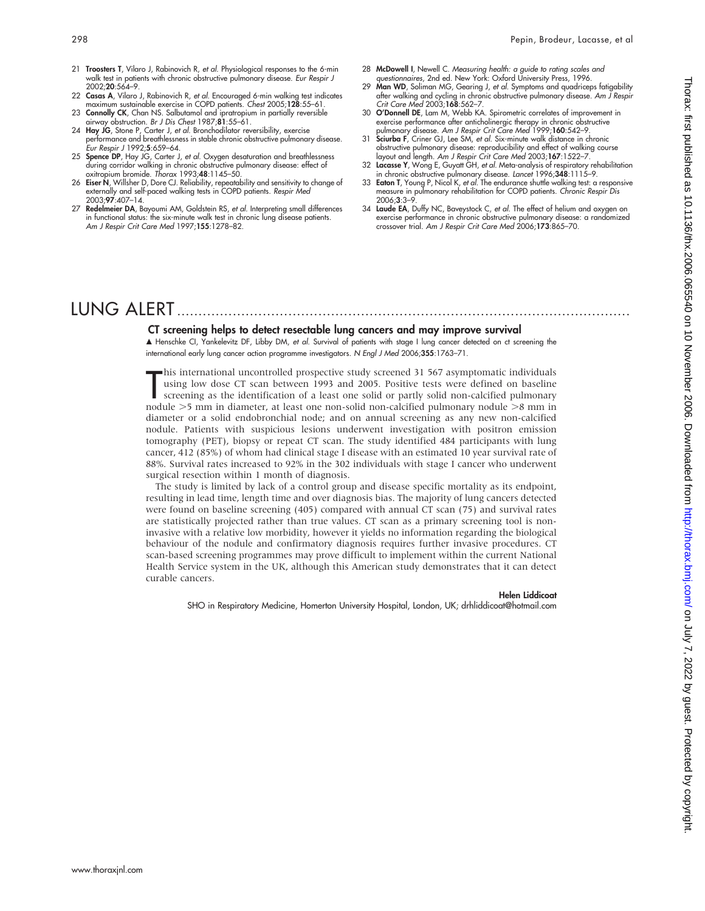21 **Troosters T**, Vilaro J, Rabinovich R, *et al.* Physiological responses to the 6-min walk test in patients with chronic obstructive pulmonary disease. *Eur Respir J* 2002;**20**:564–9.

22 **Casas A**, Vilaro J, Rabinovich R, *et al.* Encouraged 6-min walking test indicates maximum sustainable exercise in COPD patients. *Chest* 2005;**128**:55–61.

23 **Connolly CK**, Chan NS. Salbutamol and ipratropium in partially reversible airway obstruction. *Br J Dis Chest* 1987;**81**:55–61.

24 **Hay JG**, Stone P, Carter J, *et al.* Bronchodilator reversibility, exercise performance and breathlessness in stable chronic obstructive pulmonary disease. *Eur Respir J* 1992;**5**:659–64.

25 **Spence DP**, Hay JG, Carter J, *et al.* Oxygen desaturation and breathlessness during corridor walking in chronic obstructive pulmonary disease: effect of oxitropium bromide. *Thorax* 1993;**48**:1145–50.

26 **Eiser N**, Willsher D, Dore CJ. Reliability, repeatability and sensitivity to change of externally and self-paced walking tests in COPD patients. *Respir Med* 2003;**97**:407–14.

27 **Redelmeier DA**, Bayoumi AM, Goldstein RS, *et al.* Interpreting small differences in functional status: the six-minute walk test in chronic lung disease patients. *Am J Respir Crit Care Med* 1997;**155**:1278–82.

28 **McDowell I**, Newell C. *Measuring health: a guide to rating scales and questionnaires*, 2nd ed. New York: Oxford University Press, 1996.

29 **Man WD**, Soliman MG, Gearing J, *et al.* Symptoms and quadriceps fatigability after walking and cycling in chronic obstructive pulmonary disease. *Am J Respir Crit Care Med* 2003;**168**:562–7.

30 **O'Donnell DE**, Lam M, Webb KA. Spirometric correlates of improvement in exercise performance after anticholinergic therapy in chronic obstructive pulmonary disease. *Am J Respir Crit Care Med* 1999;**160**:542–9.

31 **Sciurba F**, Criner GJ, Lee SM, *et al.* Six-minute walk distance in chronic obstructive pulmonary disease: reproducibility and effect of walking course layout and length. *Am J Respir Crit Care Med* 2003;**167**:1522–7.

32 **Lacasse Y**, Wong E, Guyatt GH, *et al.* Meta-analysis of respiratory rehabilitation in chronic obstructive pulmonary disease. *Lancet* 1996;**348**:1115–9.

33 **Eaton T**, Young P, Nicol K, *et al.* The endurance shuttle walking test: a responsive measure in pulmonary rehabilitation for COPD patients. *Chronic Respir Dis* 2006;**3**:3–9.

34 **Laude EA**, Duffy NC, Baveystock C, *et al.* The effect of helium and oxygen on exercise performance in chronic obstructive pulmonary disease: a randomized crossover trial. *Am J Respir Crit Care Med* 2006;**173**:865–70.

# LUNG ALERT

## CT screening helps to detect resectable lung cancers and may improve survival

▲ Henschke CI, Yankelevitz DF, Libby DM, *et al.* Survival of patients with stage I lung cancer detected on ct screening the international early lung cancer action programme investigators. *N Engl J Med* 2006;**355**:1763–71.

This international uncontrolled prospective study screened 31 567 asymptomatic individuals using low dose CT scan between 1993 and 2005. Positive tests were defined on baseline screening as the identification of a least one solid or partly solid non-calcified pulmonary nodule >5 mm in diameter, at least one non-solid non-calcified pulmonary nodule >8 mm in diameter or a solid endobronchial node; and on annual screening as any new non-calcified nodule. Patients with suspicious lesions underwent investigation with positron emission tomography (PET), biopsy or repeat CT scan. The study identified 484 participants with lung cancer, 412 (85%) of whom had clinical stage I disease with an estimated 10 year survival rate of 88%. Survival rates increased to 92% in the 302 individuals with stage I cancer who underwent surgical resection within 1 month of diagnosis.

The study is limited by lack of a control group and disease specific mortality as its endpoint, resulting in lead time, length time and over diagnosis bias. The majority of lung cancers detected were found on baseline screening (405) compared with annual CT scan (75) and survival rates are statistically projected rather than true values. CT scan as a primary screening tool is non-invasive with a relative low morbidity, however it yields no information regarding the biological behaviour of the nodule and confirmatory diagnosis requires further invasive procedures. CT scan-based screening programmes may prove difficult to implement within the current National Health Service system in the UK, although this American study demonstrates that it can detect curable cancers.

**Helen Liddicoat**
SHO in Respiratory Medicine, Homerton University Hospital, London, UK; drhliddicoat@hotmail.com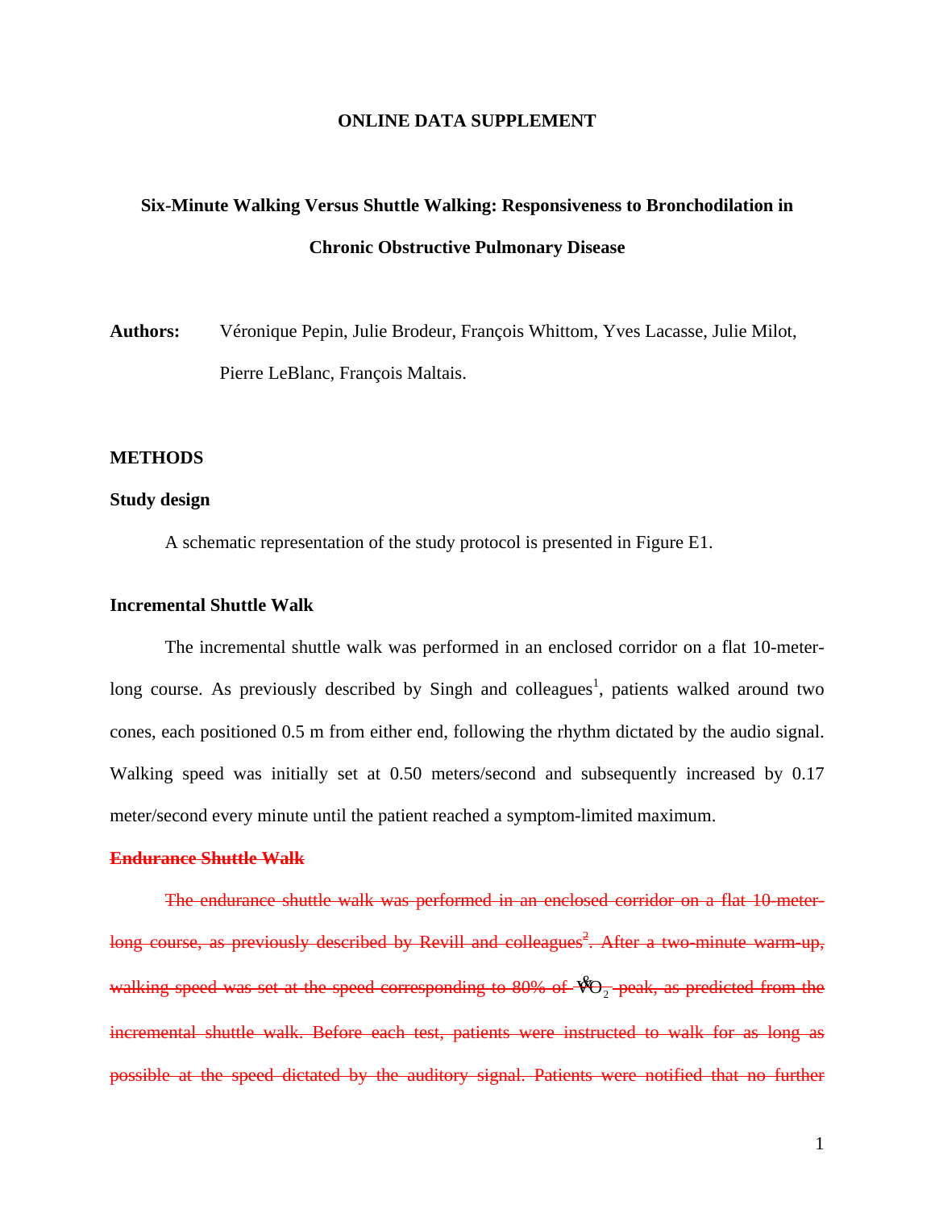**ONLINE DATA SUPPLEMENT**

**Six-Minute Walking Versus Shuttle Walking: Responsiveness to Bronchodilation in Chronic Obstructive Pulmonary Disease**

**Authors:** Véronique Pepin, Julie Brodeur, François Whittom, Yves Lacasse, Julie Milot, Pierre LeBlanc, François Maltais.

## METHODS

### Study design

A schematic representation of the study protocol is presented in Figure E1.

### Incremental Shuttle Walk

The incremental shuttle walk was performed in an enclosed corridor on a flat 10-meter-long course. As previously described by Singh and colleagues[1], patients walked around two cones, each positioned 0.5 m from either end, following the rhythm dictated by the audio signal. Walking speed was initially set at 0.50 meters/second and subsequently increased by 0.17 meter/second every minute until the patient reached a symptom-limited maximum.

### ~~Endurance Shuttle Walk~~

~~The endurance shuttle walk was performed in an enclosed corridor on a flat 10-meter-long course, as previously described by Revill and colleagues[2]. After a two-minute warm-up, walking speed was set at the speed corresponding to 80% of $\dot{V}O_2$ peak, as predicted from the incremental shuttle walk. Before each test, patients were instructed to walk for as long as possible at the speed dictated by the auditory signal. Patients were notified that no further~~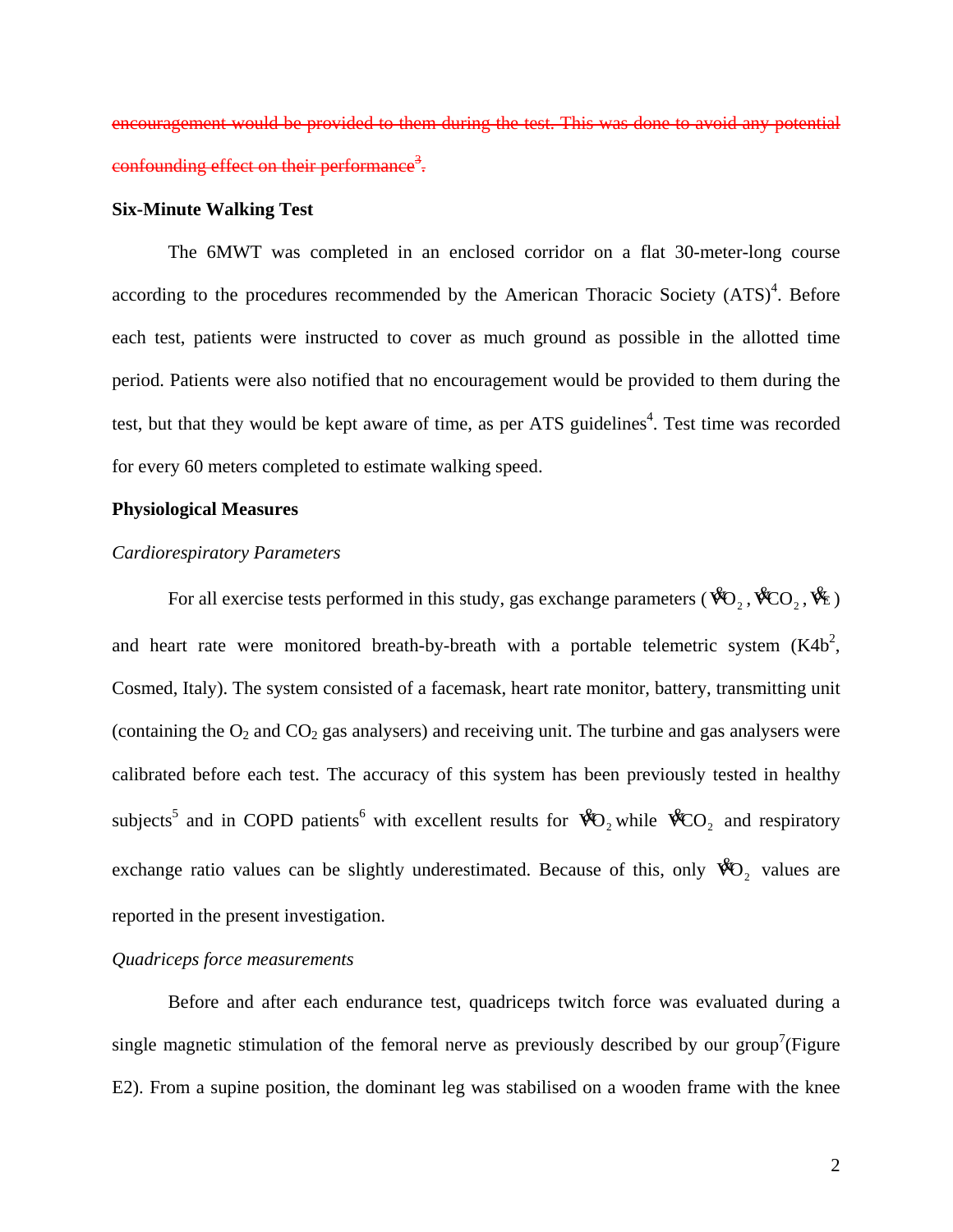~~encouragement would be provided to them during the test. This was done to avoid any potential confounding effect on their performance[3].~~

**Six-Minute Walking Test**

The 6MWT was completed in an enclosed corridor on a flat 30-meter-long course according to the procedures recommended by the American Thoracic Society (ATS)[4]. Before each test, patients were instructed to cover as much ground as possible in the allotted time period. Patients were also notified that no encouragement would be provided to them during the test, but that they would be kept aware of time, as per ATS guidelines[4]. Test time was recorded for every 60 meters completed to estimate walking speed.

**Physiological Measures**

*Cardiorespiratory Parameters*

For all exercise tests performed in this study, gas exchange parameters ($\dot{V}O_2$, $\dot{V}CO_2$, $\dot{V}_E$) and heart rate were monitored breath-by-breath with a portable telemetric system (K4b[2], Cosmed, Italy). The system consisted of a facemask, heart rate monitor, battery, transmitting unit (containing the $O_2$ and $CO_2$ gas analysers) and receiving unit. The turbine and gas analysers were calibrated before each test. The accuracy of this system has been previously tested in healthy subjects[5] and in COPD patients[6] with excellent results for $\dot{V}O_2$ while $\dot{V}CO_2$ and respiratory exchange ratio values can be slightly underestimated. Because of this, only $\dot{V}O_2$ values are reported in the present investigation.

*Quadriceps force measurements*

Before and after each endurance test, quadriceps twitch force was evaluated during a single magnetic stimulation of the femoral nerve as previously described by our group[7](Figure E2). From a supine position, the dominant leg was stabilised on a wooden frame with the knee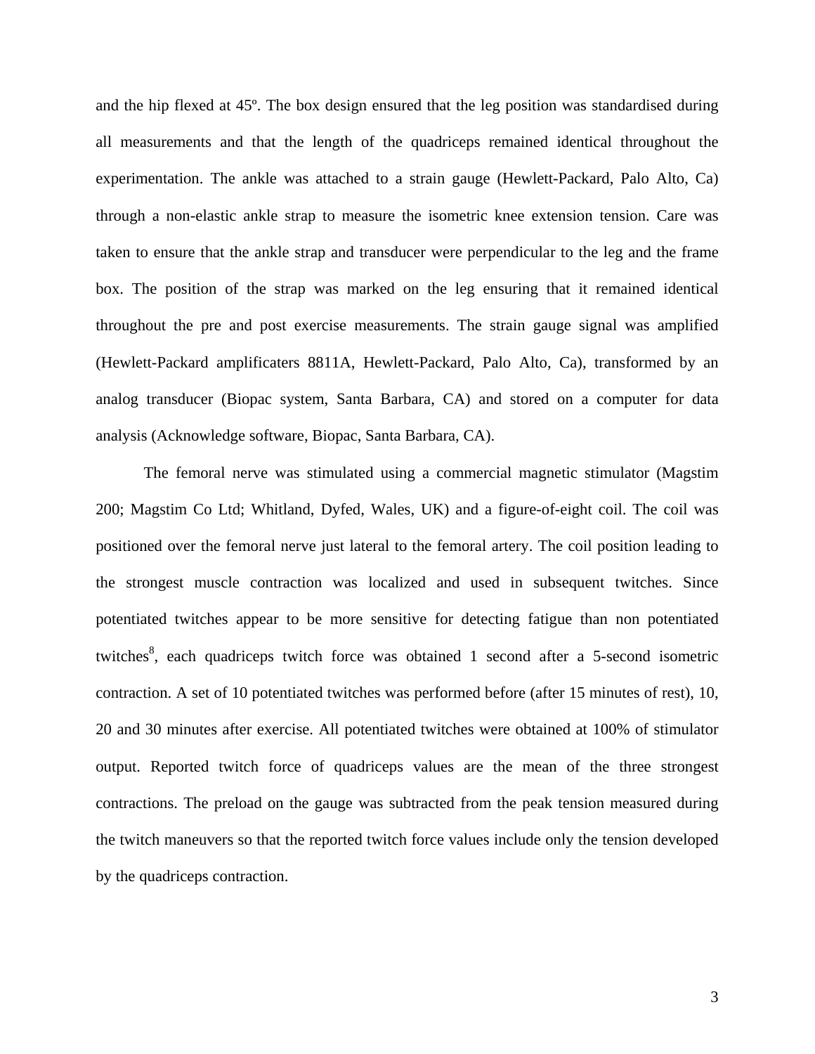and the hip flexed at 45º. The box design ensured that the leg position was standardised during all measurements and that the length of the quadriceps remained identical throughout the experimentation. The ankle was attached to a strain gauge (Hewlett-Packard, Palo Alto, Ca) through a non-elastic ankle strap to measure the isometric knee extension tension. Care was taken to ensure that the ankle strap and transducer were perpendicular to the leg and the frame box. The position of the strap was marked on the leg ensuring that it remained identical throughout the pre and post exercise measurements. The strain gauge signal was amplified (Hewlett-Packard amplificaters 8811A, Hewlett-Packard, Palo Alto, Ca), transformed by an analog transducer (Biopac system, Santa Barbara, CA) and stored on a computer for data analysis (Acknowledge software, Biopac, Santa Barbara, CA).

The femoral nerve was stimulated using a commercial magnetic stimulator (Magstim 200; Magstim Co Ltd; Whitland, Dyfed, Wales, UK) and a figure-of-eight coil. The coil was positioned over the femoral nerve just lateral to the femoral artery. The coil position leading to the strongest muscle contraction was localized and used in subsequent twitches. Since potentiated twitches appear to be more sensitive for detecting fatigue than non potentiated twitches[8], each quadriceps twitch force was obtained 1 second after a 5-second isometric contraction. A set of 10 potentiated twitches was performed before (after 15 minutes of rest), 10, 20 and 30 minutes after exercise. All potentiated twitches were obtained at 100% of stimulator output. Reported twitch force of quadriceps values are the mean of the three strongest contractions. The preload on the gauge was subtracted from the peak tension measured during the twitch maneuvers so that the reported twitch force values include only the tension developed by the quadriceps contraction.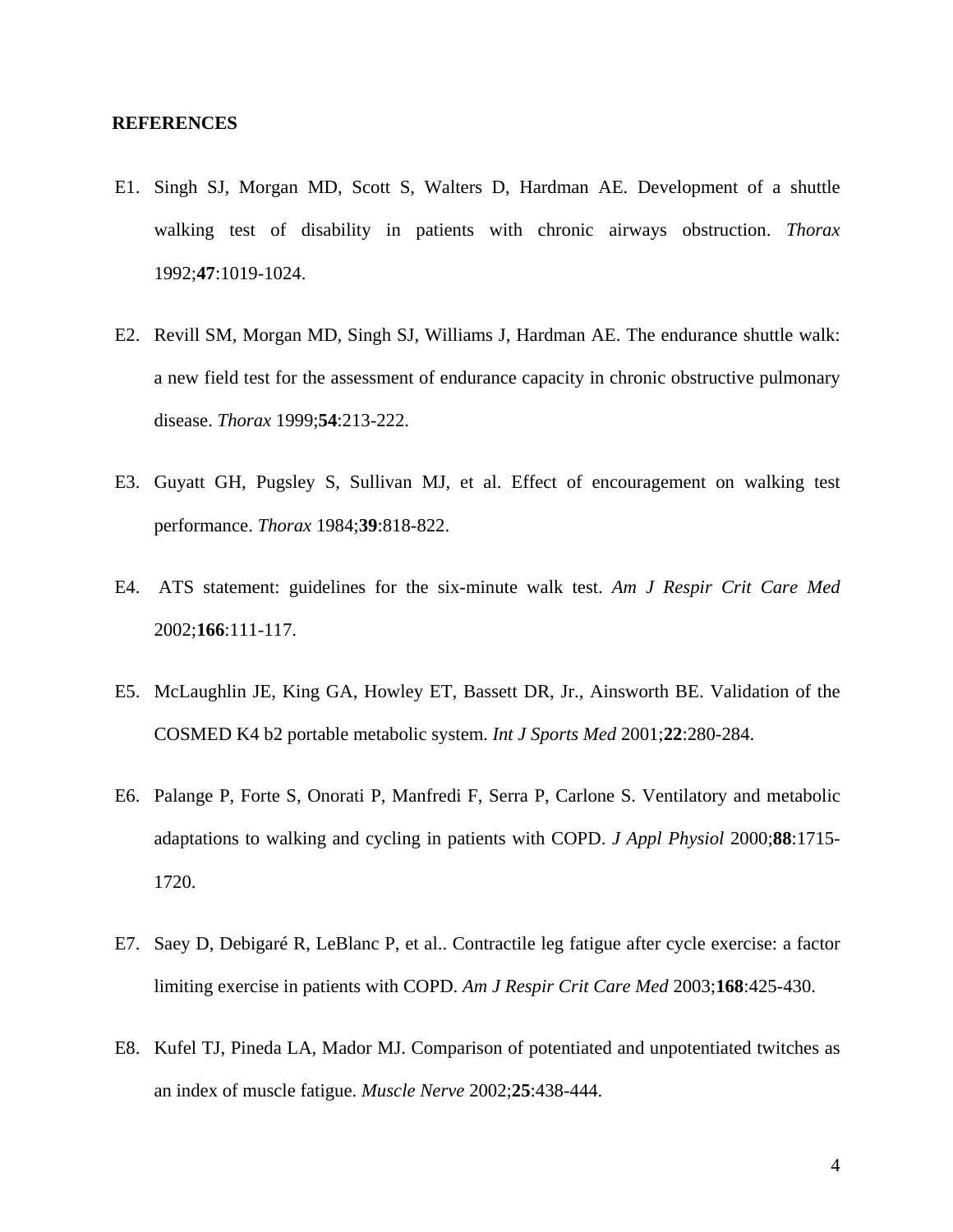**REFERENCES**

E1. Singh SJ, Morgan MD, Scott S, Walters D, Hardman AE. Development of a shuttle walking test of disability in patients with chronic airways obstruction. *Thorax* 1992;**47**:1019-1024.

E2. Revill SM, Morgan MD, Singh SJ, Williams J, Hardman AE. The endurance shuttle walk: a new field test for the assessment of endurance capacity in chronic obstructive pulmonary disease. *Thorax* 1999;**54**:213-222.

E3. Guyatt GH, Pugsley S, Sullivan MJ, et al. Effect of encouragement on walking test performance. *Thorax* 1984;**39**:818-822.

E4. ATS statement: guidelines for the six-minute walk test. *Am J Respir Crit Care Med* 2002;**166**:111-117.

E5. McLaughlin JE, King GA, Howley ET, Bassett DR, Jr., Ainsworth BE. Validation of the COSMED K4 b2 portable metabolic system. *Int J Sports Med* 2001;**22**:280-284.

E6. Palange P, Forte S, Onorati P, Manfredi F, Serra P, Carlone S. Ventilatory and metabolic adaptations to walking and cycling in patients with COPD. *J Appl Physiol* 2000;**88**:1715-1720.

E7. Saey D, Debigaré R, LeBlanc P, et al.. Contractile leg fatigue after cycle exercise: a factor limiting exercise in patients with COPD. *Am J Respir Crit Care Med* 2003;**168**:425-430.

E8. Kufel TJ, Pineda LA, Mador MJ. Comparison of potentiated and unpotentiated twitches as an index of muscle fatigue. *Muscle Nerve* 2002;**25**:438-444.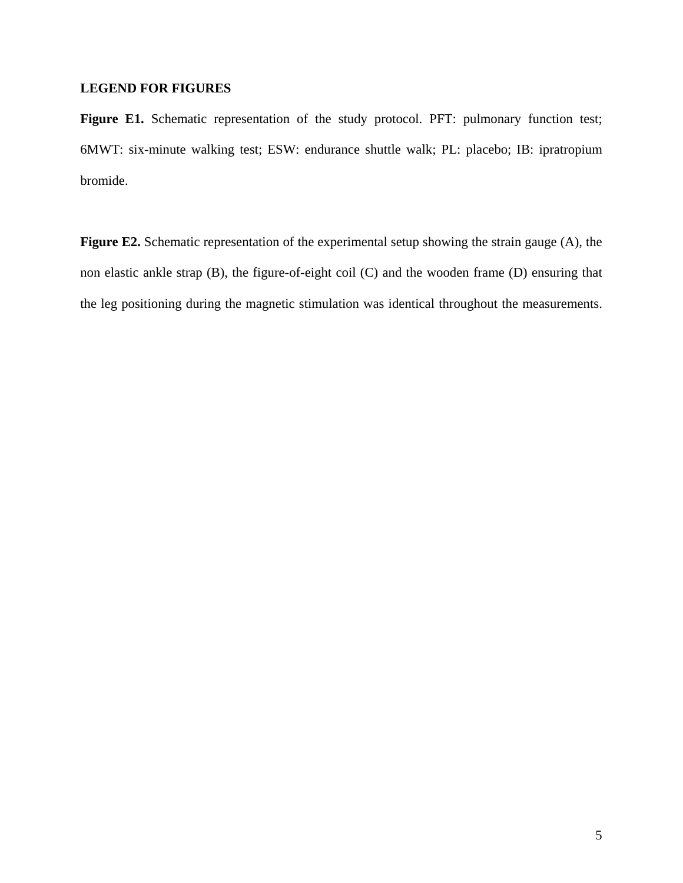**LEGEND FOR FIGURES**

**Figure E1.** Schematic representation of the study protocol. PFT: pulmonary function test; 6MWT: six-minute walking test; ESW: endurance shuttle walk; PL: placebo; IB: ipratropium bromide.

**Figure E2.** Schematic representation of the experimental setup showing the strain gauge (A), the non elastic ankle strap (B), the figure-of-eight coil (C) and the wooden frame (D) ensuring that the leg positioning during the magnetic stimulation was identical throughout the measurements.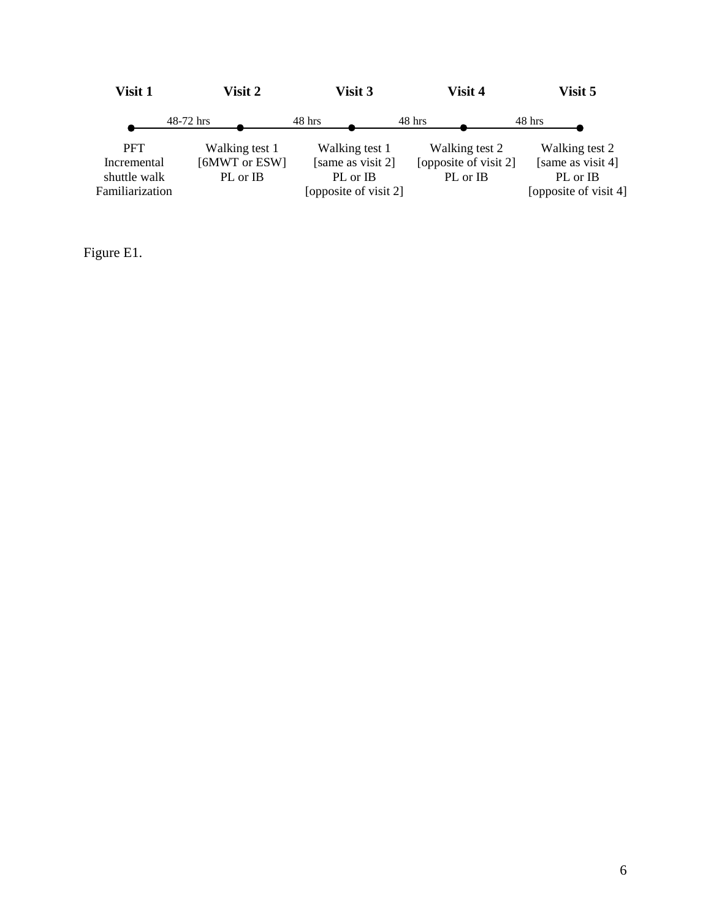| Visit 1 | Visit 2 | Visit 3 | Visit 4 | Visit 5 |
|---|---|---|---|---|
| | 48-72 hrs | 48 hrs | 48 hrs | 48 hrs |
| PFT Incremental shuttle walk Familiarization | Walking test 1 [6MWT or ESW] PL or IB | Walking test 1 [same as visit 2] PL or IB [opposite of visit 2] | Walking test 2 [opposite of visit 2] PL or IB | Walking test 2 [same as visit 4] PL or IB [opposite of visit 4] |

Figure E1.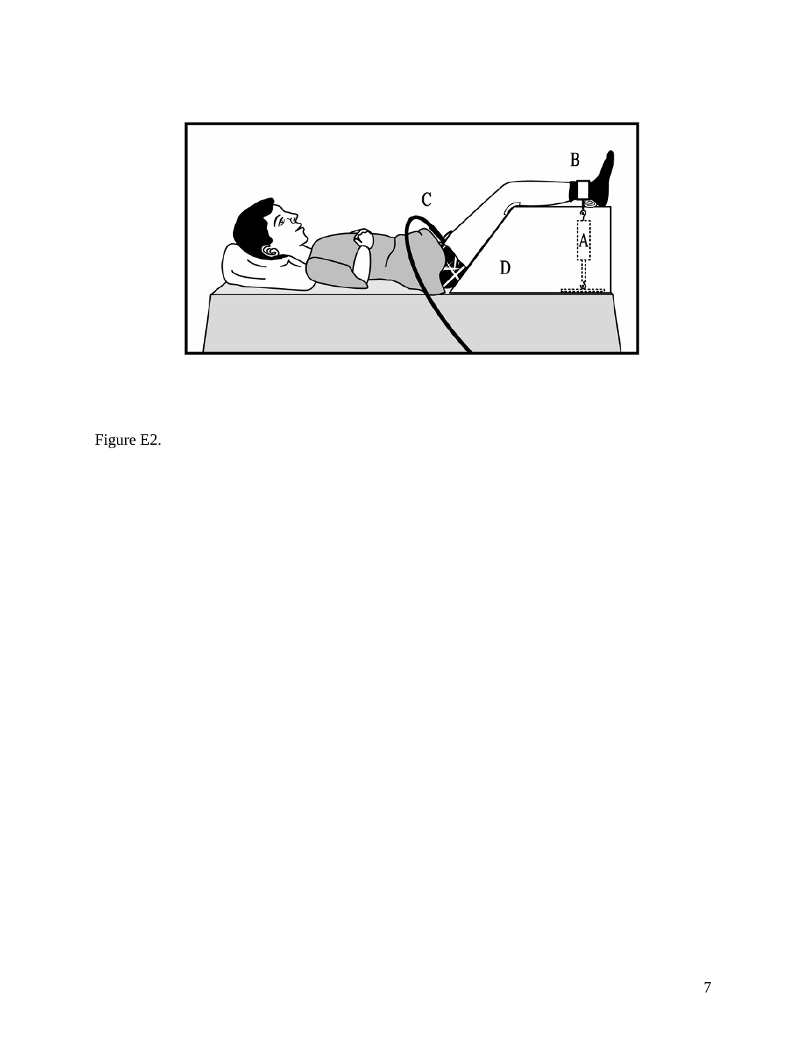B

C

A

D

Figure E2.